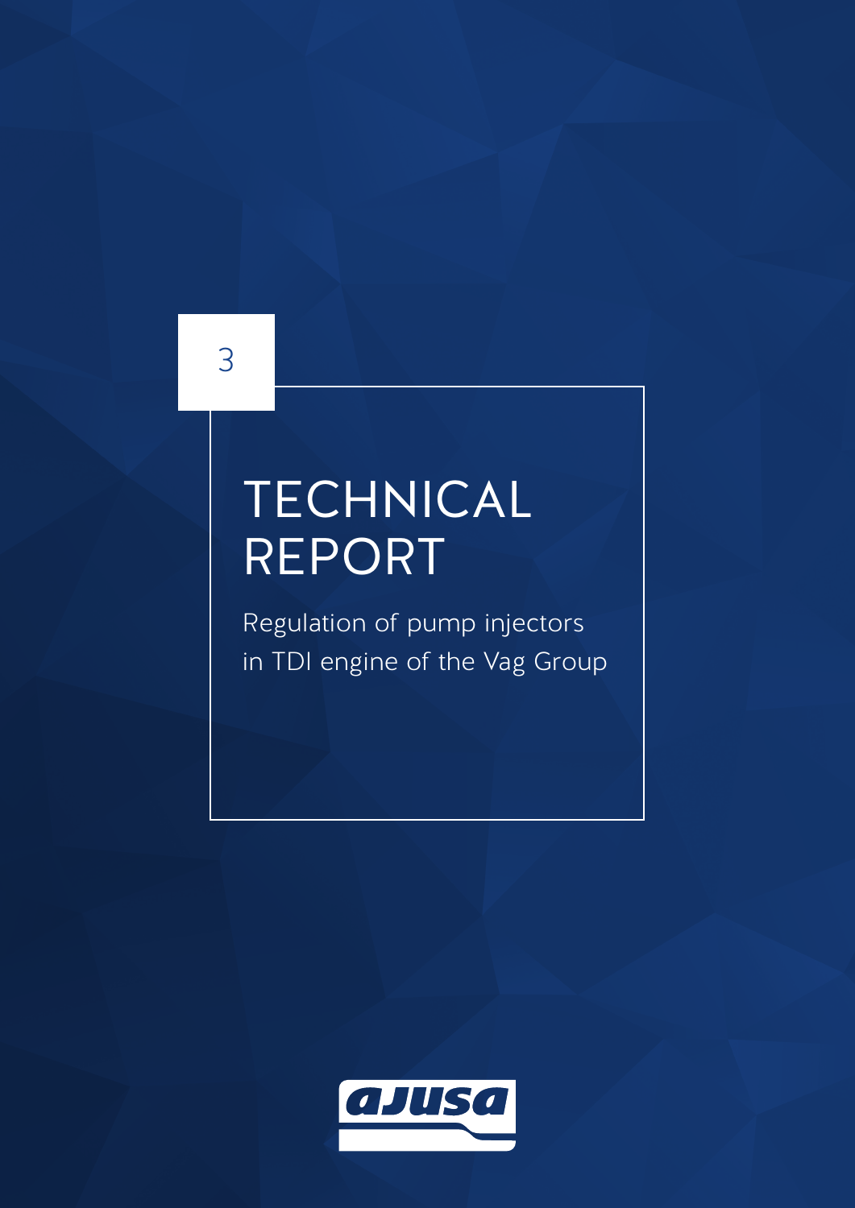3

# TECHNICAL REPORT

Regulation of pump injectors in TDI engine of the Vag Group

ajusa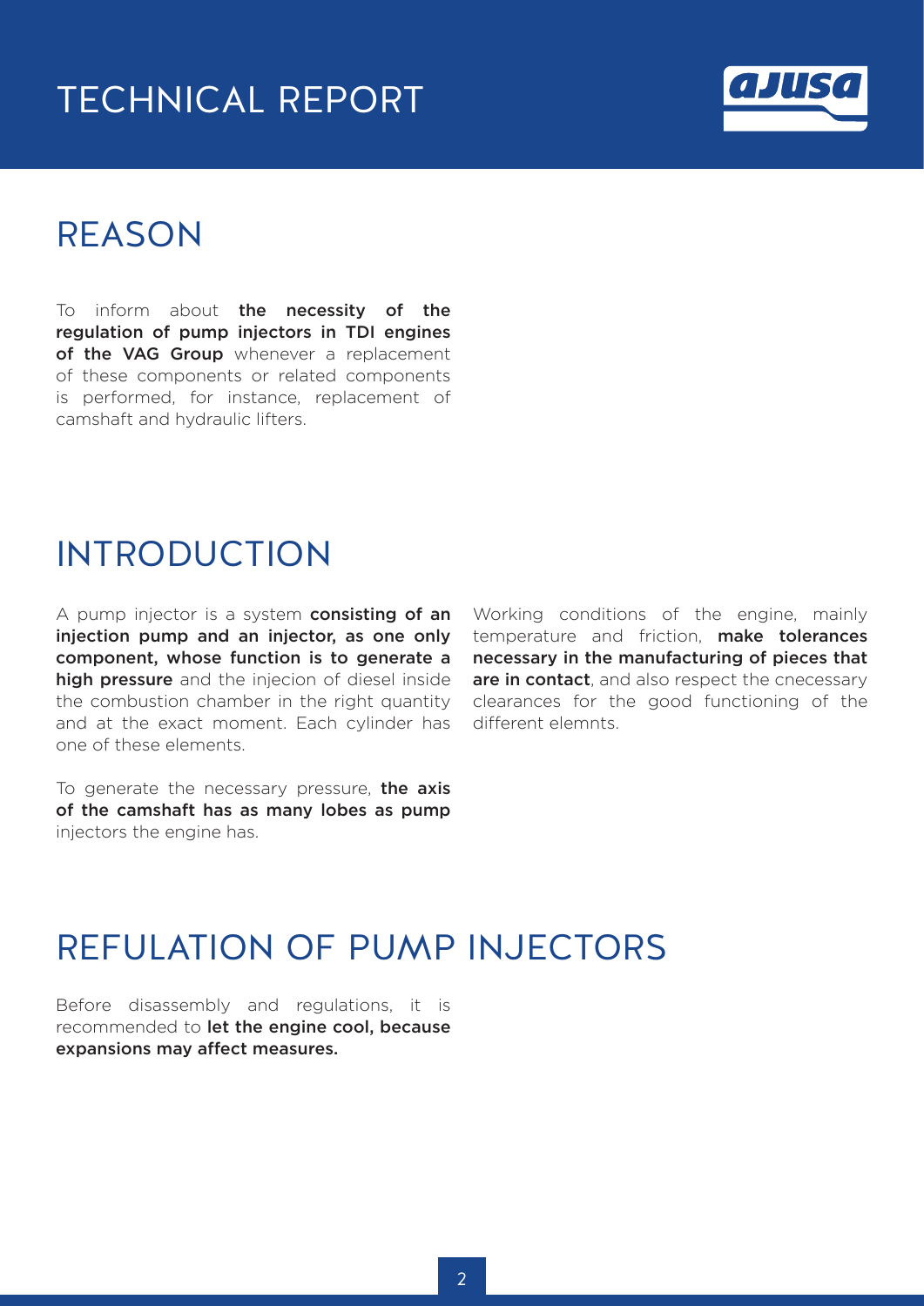# TECHNICAL REPORT

## REASON

To inform about **the necessity of the regulation of pump injectors in TDI engines of the VAG Group** whenever a replacement of these components or related components is performed, for instance, replacement of camshaft and hydraulic lifters.

## INTRODUCTION

A pump injector is a system **consisting of an injection pump and an injector, as one only component, whose function is to generate a high pressure** and the injecion of diesel inside the combustion chamber in the right quantity and at the exact moment. Each cylinder has one of these elements.

To generate the necessary pressure, **the axis of the camshaft has as many lobes as pump** injectors the engine has.

Working conditions of the engine, mainly temperature and friction, **make tolerances necessary in the manufacturing of pieces that are in contact**, and also respect the cnecessary clearances for the good functioning of the different elemnts.

## REFULATION OF PUMP INJECTORS

Before disassembly and regulations, it is recommended to **let the engine cool, because expansions may affect measures.**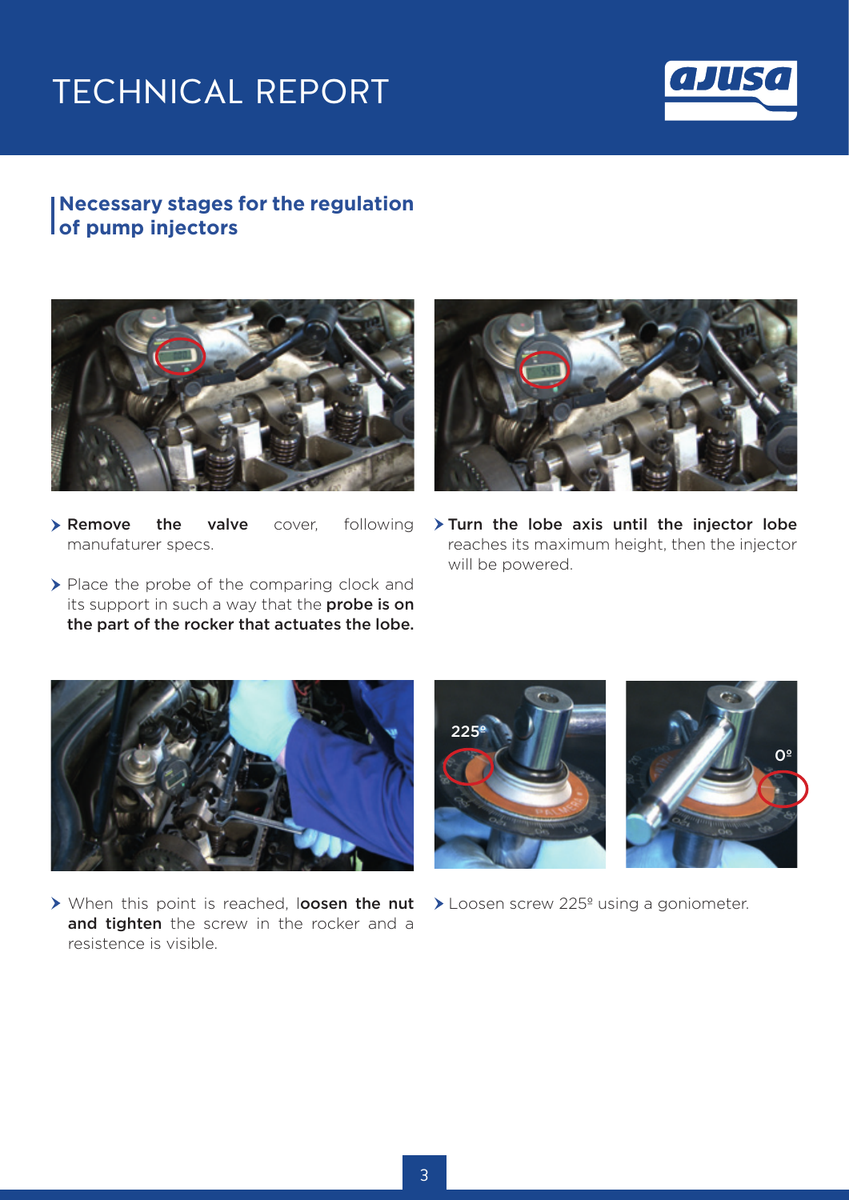## Necessary stages for the regulation of pump injectors

- **Remove the valve** cover, following manufaturer specs.
- Place the probe of the comparing clock and its support in such a way that the **probe is on the part of the rocker that actuates the lobe.**
- **Turn the lobe axis until the injector lobe** reaches its maximum height, then the injector will be powered.
- When this point is reached, l**oosen the nut and tighten** the screw in the rocker and a resistence is visible.
- Loosen screw 225º using a goniometer.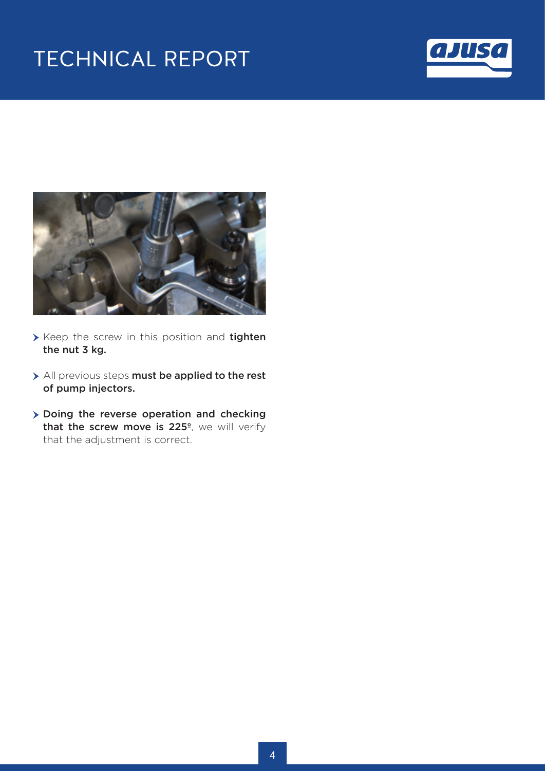- Keep the screw in this position and **tighten the nut 3 kg.**
- All previous steps **must be applied to the rest of pump injectors.**
- **Doing the reverse operation and checking that the screw move is 225º**, we will verify that the adjustment is correct.